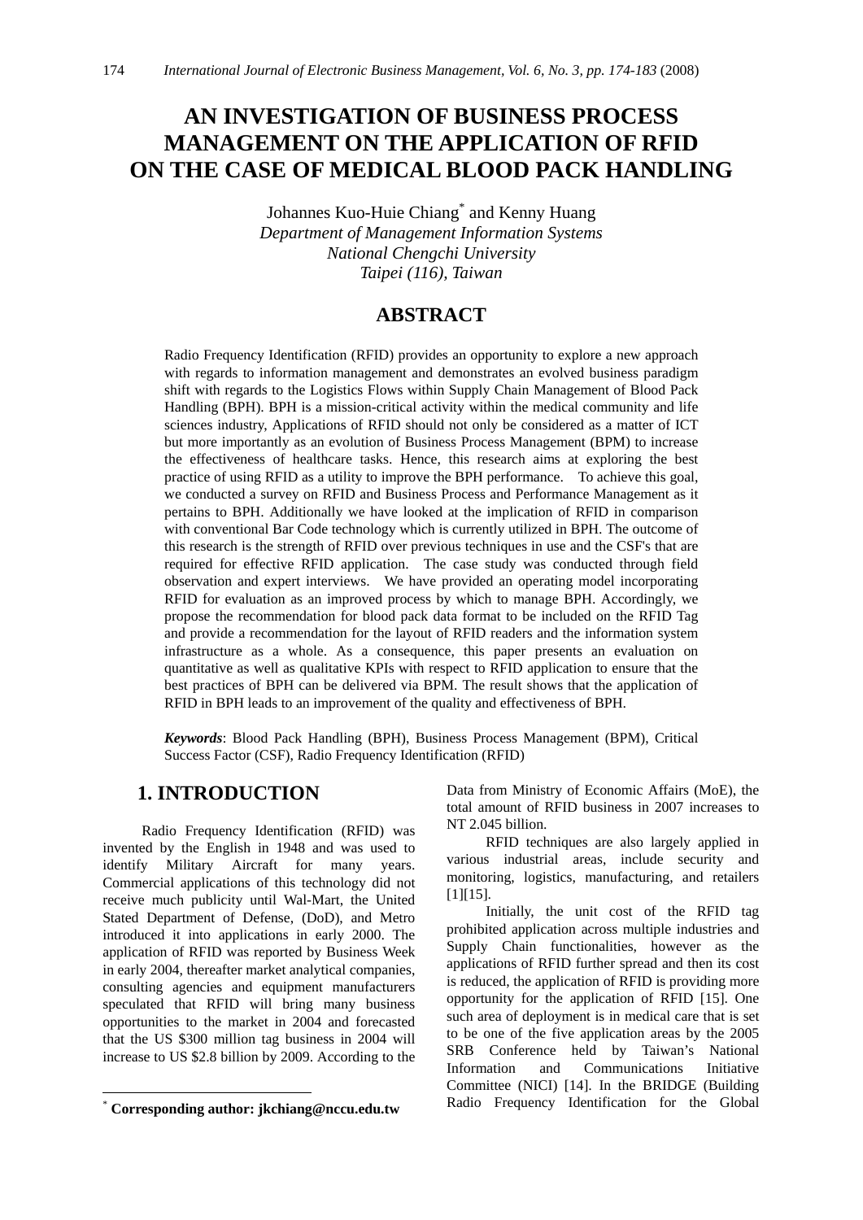# AN INVESTIGATION OF BUSINESS PROCESS MANAGEMENT ON THE APPLICATION OF RFID ON THE CASE OF MEDICAL BLOOD PACK HANDLING

Johannes Kuo-Huie Chiang[*] and Kenny Huang

*Department of Management Information Systems*
*National Chengchi University*
*Taipei (116), Taiwan*

## ABSTRACT

Radio Frequency Identification (RFID) provides an opportunity to explore a new approach with regards to information management and demonstrates an evolved business paradigm shift with regards to the Logistics Flows within Supply Chain Management of Blood Pack Handling (BPH). BPH is a mission-critical activity within the medical community and life sciences industry, Applications of RFID should not only be considered as a matter of ICT but more importantly as an evolution of Business Process Management (BPM) to increase the effectiveness of healthcare tasks. Hence, this research aims at exploring the best practice of using RFID as a utility to improve the BPH performance. To achieve this goal, we conducted a survey on RFID and Business Process and Performance Management as it pertains to BPH. Additionally we have looked at the implication of RFID in comparison with conventional Bar Code technology which is currently utilized in BPH. The outcome of this research is the strength of RFID over previous techniques in use and the CSF's that are required for effective RFID application. The case study was conducted through field observation and expert interviews. We have provided an operating model incorporating RFID for evaluation as an improved process by which to manage BPH. Accordingly, we propose the recommendation for blood pack data format to be included on the RFID Tag and provide a recommendation for the layout of RFID readers and the information system infrastructure as a whole. As a consequence, this paper presents an evaluation on quantitative as well as qualitative KPIs with respect to RFID application to ensure that the best practices of BPH can be delivered via BPM. The result shows that the application of RFID in BPH leads to an improvement of the quality and effectiveness of BPH.

***Keywords***: Blood Pack Handling (BPH), Business Process Management (BPM), Critical Success Factor (CSF), Radio Frequency Identification (RFID)

## 1. INTRODUCTION

Radio Frequency Identification (RFID) was invented by the English in 1948 and was used to identify Military Aircraft for many years. Commercial applications of this technology did not receive much publicity until Wal-Mart, the United Stated Department of Defense, (DoD), and Metro introduced it into applications in early 2000. The application of RFID was reported by Business Week in early 2004, thereafter market analytical companies, consulting agencies and equipment manufacturers speculated that RFID will bring many business opportunities to the market in 2004 and forecasted that the US $300 million tag business in 2004 will increase to US $2.8 billion by 2009. According to the Data from Ministry of Economic Affairs (MoE), the total amount of RFID business in 2007 increases to NT 2.045 billion.

RFID techniques are also largely applied in various industrial areas, include security and monitoring, logistics, manufacturing, and retailers [1][15].

Initially, the unit cost of the RFID tag prohibited application across multiple industries and Supply Chain functionalities, however as the applications of RFID further spread and then its cost is reduced, the application of RFID is providing more opportunity for the application of RFID [15]. One such area of deployment is in medical care that is set to be one of the five application areas by the 2005 SRB Conference held by Taiwan's National Information and Communications Initiative Committee (NICI) [14]. In the BRIDGE (Building Radio Frequency Identification for the Global

[*] **Corresponding author: jkchiang@nccu.edu.tw**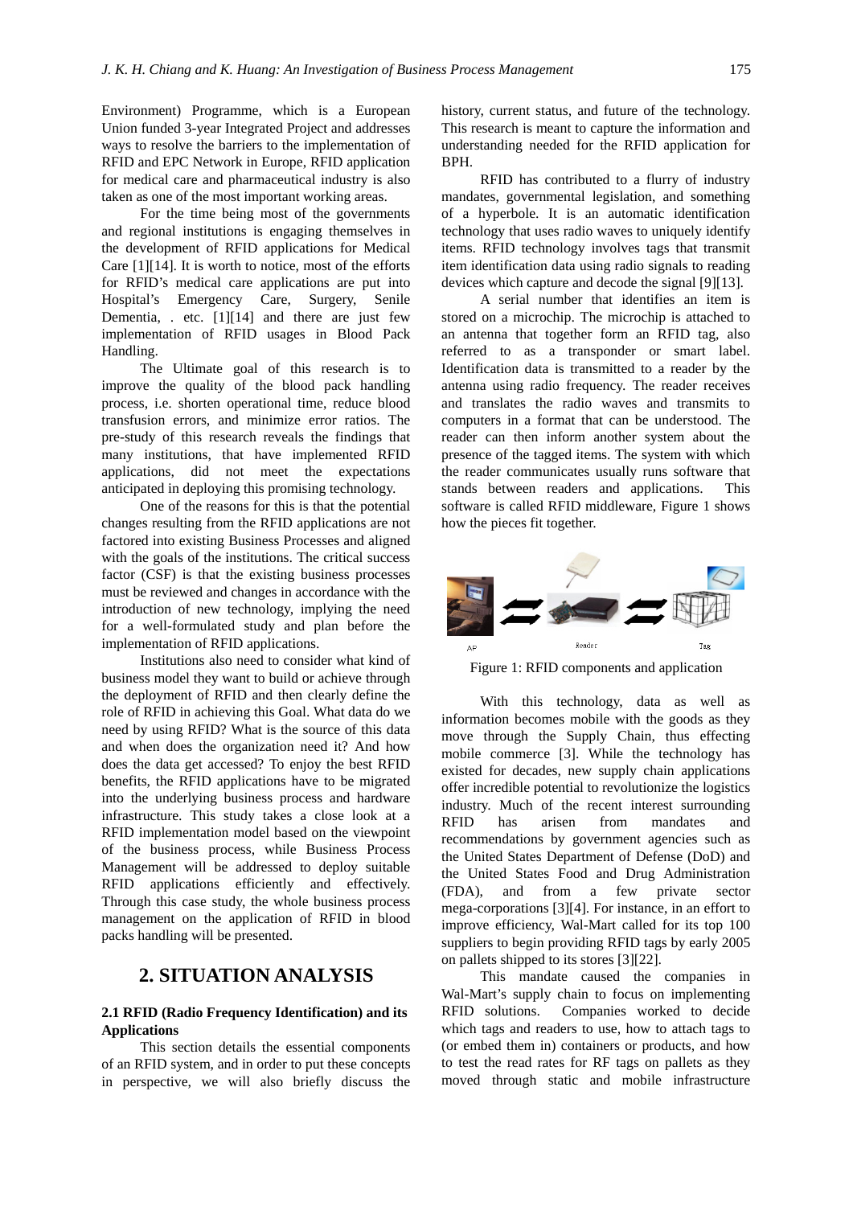Environment) Programme, which is a European Union funded 3-year Integrated Project and addresses ways to resolve the barriers to the implementation of RFID and EPC Network in Europe, RFID application for medical care and pharmaceutical industry is also taken as one of the most important working areas.

For the time being most of the governments and regional institutions is engaging themselves in the development of RFID applications for Medical Care [1][14]. It is worth to notice, most of the efforts for RFID's medical care applications are put into Hospital's Emergency Care, Surgery, Senile Dementia, . etc. [1][14] and there are just few implementation of RFID usages in Blood Pack Handling.

The Ultimate goal of this research is to improve the quality of the blood pack handling process, i.e. shorten operational time, reduce blood transfusion errors, and minimize error ratios. The pre-study of this research reveals the findings that many institutions, that have implemented RFID applications, did not meet the expectations anticipated in deploying this promising technology.

One of the reasons for this is that the potential changes resulting from the RFID applications are not factored into existing Business Processes and aligned with the goals of the institutions. The critical success factor (CSF) is that the existing business processes must be reviewed and changes in accordance with the introduction of new technology, implying the need for a well-formulated study and plan before the implementation of RFID applications.

Institutions also need to consider what kind of business model they want to build or achieve through the deployment of RFID and then clearly define the role of RFID in achieving this Goal. What data do we need by using RFID? What is the source of this data and when does the organization need it? And how does the data get accessed? To enjoy the best RFID benefits, the RFID applications have to be migrated into the underlying business process and hardware infrastructure. This study takes a close look at a RFID implementation model based on the viewpoint of the business process, while Business Process Management will be addressed to deploy suitable RFID applications efficiently and effectively. Through this case study, the whole business process management on the application of RFID in blood packs handling will be presented.

## 2. SITUATION ANALYSIS

### 2.1 RFID (Radio Frequency Identification) and its Applications

This section details the essential components of an RFID system, and in order to put these concepts in perspective, we will also briefly discuss the history, current status, and future of the technology. This research is meant to capture the information and understanding needed for the RFID application for BPH.

RFID has contributed to a flurry of industry mandates, governmental legislation, and something of a hyperbole. It is an automatic identification technology that uses radio waves to uniquely identify items. RFID technology involves tags that transmit item identification data using radio signals to reading devices which capture and decode the signal [9][13].

A serial number that identifies an item is stored on a microchip. The microchip is attached to an antenna that together form an RFID tag, also referred to as a transponder or smart label. Identification data is transmitted to a reader by the antenna using radio frequency. The reader receives and translates the radio waves and transmits to computers in a format that can be understood. The reader can then inform another system about the presence of the tagged items. The system with which the reader communicates usually runs software that stands between readers and applications. This software is called RFID middleware, Figure 1 shows how the pieces fit together.

AP Reader Tag

Figure 1: RFID components and application

With this technology, data as well as information becomes mobile with the goods as they move through the Supply Chain, thus effecting mobile commerce [3]. While the technology has existed for decades, new supply chain applications offer incredible potential to revolutionize the logistics industry. Much of the recent interest surrounding RFID has arisen from mandates and recommendations by government agencies such as the United States Department of Defense (DoD) and the United States Food and Drug Administration (FDA), and from a few private sector mega-corporations [3][4]. For instance, in an effort to improve efficiency, Wal-Mart called for its top 100 suppliers to begin providing RFID tags by early 2005 on pallets shipped to its stores [3][22].

This mandate caused the companies in Wal-Mart's supply chain to focus on implementing RFID solutions. Companies worked to decide which tags and readers to use, how to attach tags to (or embed them in) containers or products, and how to test the read rates for RF tags on pallets as they moved through static and mobile infrastructure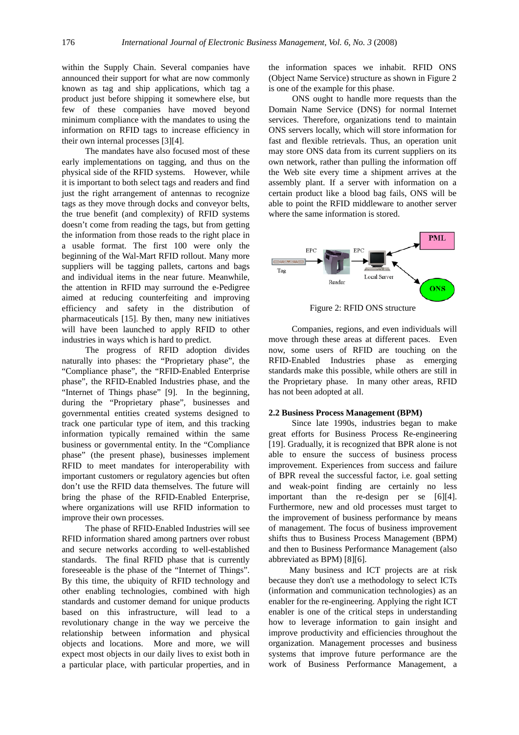within the Supply Chain. Several companies have announced their support for what are now commonly known as tag and ship applications, which tag a product just before shipping it somewhere else, but few of these companies have moved beyond minimum compliance with the mandates to using the information on RFID tags to increase efficiency in their own internal processes [3][4].

The mandates have also focused most of these early implementations on tagging, and thus on the physical side of the RFID systems. However, while it is important to both select tags and readers and find just the right arrangement of antennas to recognize tags as they move through docks and conveyor belts, the true benefit (and complexity) of RFID systems doesn't come from reading the tags, but from getting the information from those reads to the right place in a usable format. The first 100 were only the beginning of the Wal-Mart RFID rollout. Many more suppliers will be tagging pallets, cartons and bags and individual items in the near future. Meanwhile, the attention in RFID may surround the e-Pedigree aimed at reducing counterfeiting and improving efficiency and safety in the distribution of pharmaceuticals [15]. By then, many new initiatives will have been launched to apply RFID to other industries in ways which is hard to predict.

The progress of RFID adoption divides naturally into phases: the "Proprietary phase", the "Compliance phase", the "RFID-Enabled Enterprise phase", the RFID-Enabled Industries phase, and the "Internet of Things phase" [9]. In the beginning, during the "Proprietary phase", businesses and governmental entities created systems designed to track one particular type of item, and this tracking information typically remained within the same business or governmental entity. In the "Compliance phase" (the present phase), businesses implement RFID to meet mandates for interoperability with important customers or regulatory agencies but often don't use the RFID data themselves. The future will bring the phase of the RFID-Enabled Enterprise, where organizations will use RFID information to improve their own processes.

The phase of RFID-Enabled Industries will see RFID information shared among partners over robust and secure networks according to well-established standards. The final RFID phase that is currently foreseeable is the phase of the "Internet of Things". By this time, the ubiquity of RFID technology and other enabling technologies, combined with high standards and customer demand for unique products based on this infrastructure, will lead to a revolutionary change in the way we perceive the relationship between information and physical objects and locations. More and more, we will expect most objects in our daily lives to exist both in a particular place, with particular properties, and in the information spaces we inhabit. RFID ONS (Object Name Service) structure as shown in Figure 2 is one of the example for this phase.

ONS ought to handle more requests than the Domain Name Service (DNS) for normal Internet services. Therefore, organizations tend to maintain ONS servers locally, which will store information for fast and flexible retrievals. Thus, an operation unit may store ONS data from its current suppliers on its own network, rather than pulling the information off the Web site every time a shipment arrives at the assembly plant. If a server with information on a certain product like a blood bag fails, ONS will be able to point the RFID middleware to another server where the same information is stored.

Figure 2: RFID ONS structure

Companies, regions, and even individuals will move through these areas at different paces. Even now, some users of RFID are touching on the RFID-Enabled Industries phase as emerging standards make this possible, while others are still in the Proprietary phase. In many other areas, RFID has not been adopted at all.

### 2.2 Business Process Management (BPM)

Since late 1990s, industries began to make great efforts for Business Process Re-engineering [19]. Gradually, it is recognized that BPR alone is not able to ensure the success of business process improvement. Experiences from success and failure of BPR reveal the successful factor, i.e. goal setting and weak-point finding are certainly no less important than the re-design per se [6][4]. Furthermore, new and old processes must target to the improvement of business performance by means of management. The focus of business improvement shifts thus to Business Process Management (BPM) and then to Business Performance Management (also abbreviated as BPM) [8][6].

Many business and ICT projects are at risk because they don't use a methodology to select ICTs (information and communication technologies) as an enabler for the re-engineering. Applying the right ICT enabler is one of the critical steps in understanding how to leverage information to gain insight and improve productivity and efficiencies throughout the organization. Management processes and business systems that improve future performance are the work of Business Performance Management, a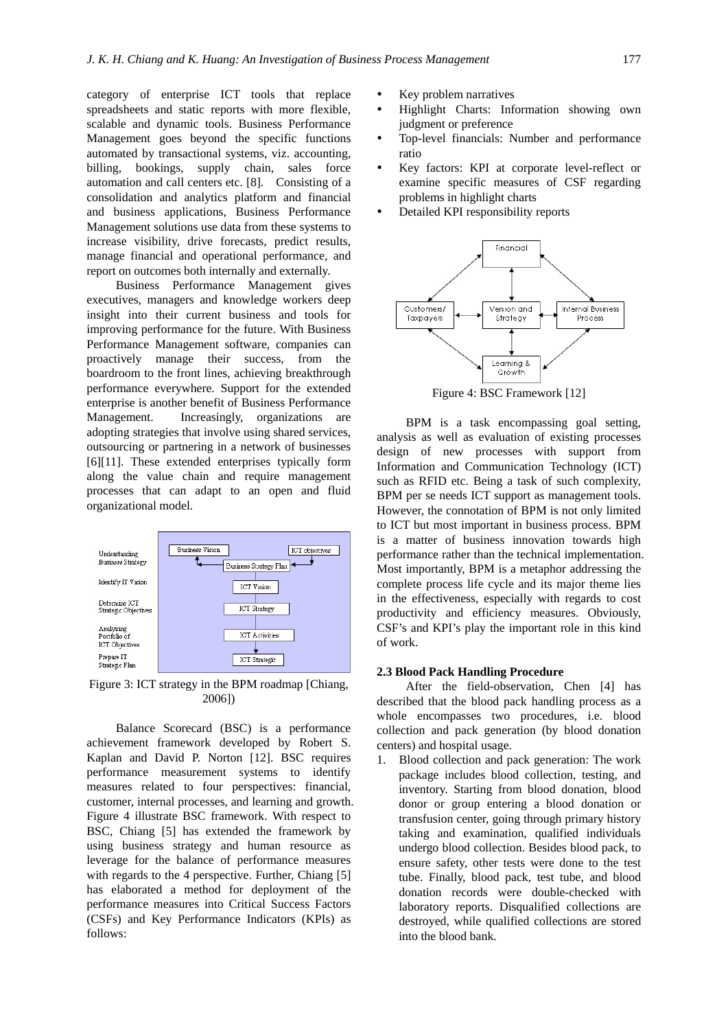category of enterprise ICT tools that replace spreadsheets and static reports with more flexible, scalable and dynamic tools. Business Performance Management goes beyond the specific functions automated by transactional systems, viz. accounting, billing, bookings, supply chain, sales force automation and call centers etc. [8]. Consisting of a consolidation and analytics platform and financial and business applications, Business Performance Management solutions use data from these systems to increase visibility, drive forecasts, predict results, manage financial and operational performance, and report on outcomes both internally and externally.

Business Performance Management gives executives, managers and knowledge workers deep insight into their current business and tools for improving performance for the future. With Business Performance Management software, companies can proactively manage their success, from the boardroom to the front lines, achieving breakthrough performance everywhere. Support for the extended enterprise is another benefit of Business Performance Management. Increasingly, organizations are adopting strategies that involve using shared services, outsourcing or partnering in a network of businesses [6][11]. These extended enterprises typically form along the value chain and require management processes that can adapt to an open and fluid organizational model.

Figure 3: ICT strategy in the BPM roadmap [Chiang, 2006])

Balance Scorecard (BSC) is a performance achievement framework developed by Robert S. Kaplan and David P. Norton [12]. BSC requires performance measurement systems to identify measures related to four perspectives: financial, customer, internal processes, and learning and growth. Figure 4 illustrate BSC framework. With respect to BSC, Chiang [5] has extended the framework by using business strategy and human resource as leverage for the balance of performance measures with regards to the 4 perspective. Further, Chiang [5] has elaborated a method for deployment of the performance measures into Critical Success Factors (CSFs) and Key Performance Indicators (KPIs) as follows:

- Key problem narratives
- Highlight Charts: Information showing own judgment or preference
- Top-level financials: Number and performance ratio
- Key factors: KPI at corporate level-reflect or examine specific measures of CSF regarding problems in highlight charts
- Detailed KPI responsibility reports

Figure 4: BSC Framework [12]

BPM is a task encompassing goal setting, analysis as well as evaluation of existing processes design of new processes with support from Information and Communication Technology (ICT) such as RFID etc. Being a task of such complexity, BPM per se needs ICT support as management tools. However, the connotation of BPM is not only limited to ICT but most important in business process. BPM is a matter of business innovation towards high performance rather than the technical implementation. Most importantly, BPM is a metaphor addressing the complete process life cycle and its major theme lies in the effectiveness, especially with regards to cost productivity and efficiency measures. Obviously, CSF's and KPI's play the important role in this kind of work.

### 2.3 Blood Pack Handling Procedure

After the field-observation, Chen [4] has described that the blood pack handling process as a whole encompasses two procedures, i.e. blood collection and pack generation (by blood donation centers) and hospital usage.

1. Blood collection and pack generation: The work package includes blood collection, testing, and inventory. Starting from blood donation, blood donor or group entering a blood donation or transfusion center, going through primary history taking and examination, qualified individuals undergo blood collection. Besides blood pack, to ensure safety, other tests were done to the test tube. Finally, blood pack, test tube, and blood donation records were double-checked with laboratory reports. Disqualified collections are destroyed, while qualified collections are stored into the blood bank.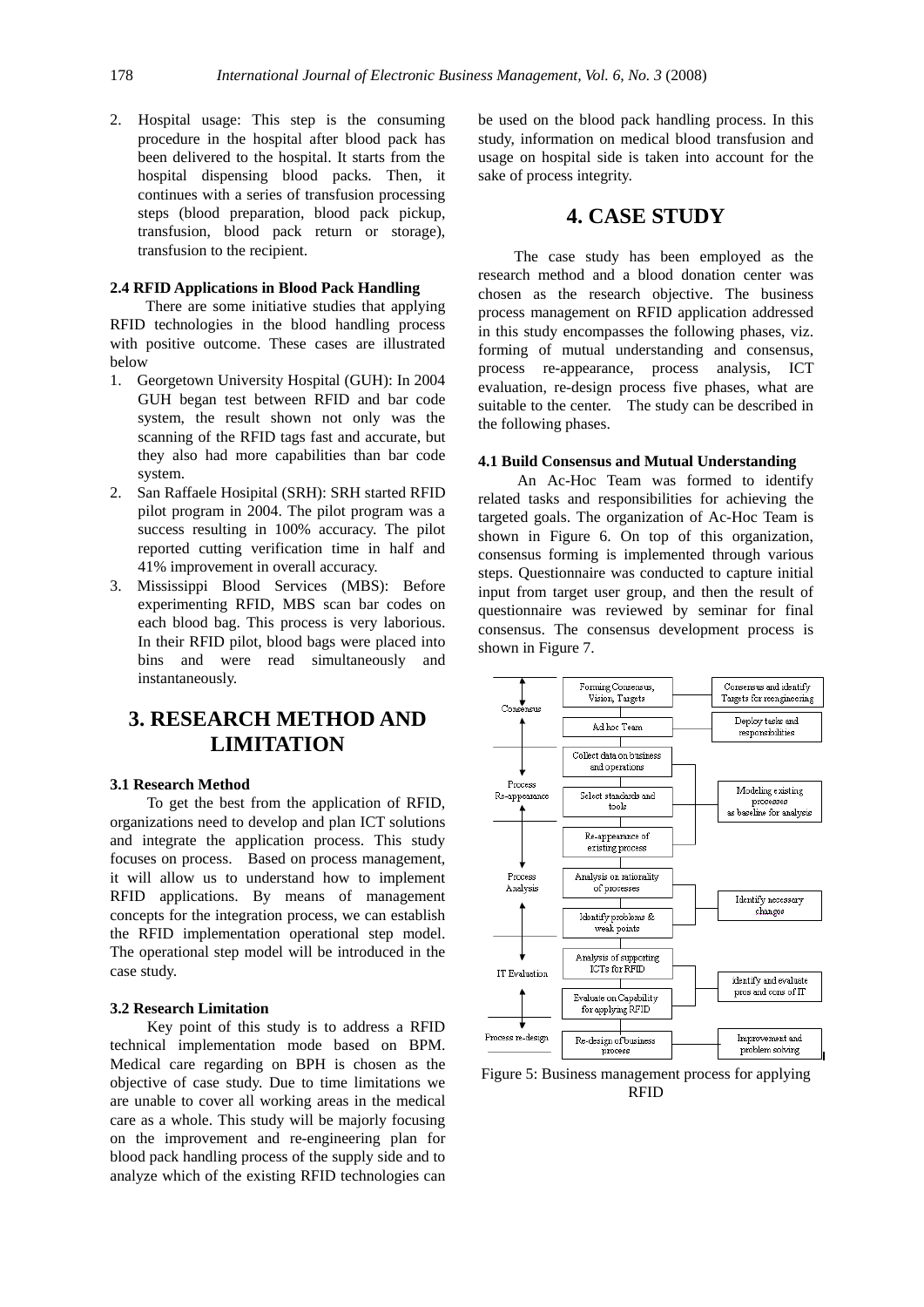2. Hospital usage: This step is the consuming procedure in the hospital after blood pack has been delivered to the hospital. It starts from the hospital dispensing blood packs. Then, it continues with a series of transfusion processing steps (blood preparation, blood pack pickup, transfusion, blood pack return or storage), transfusion to the recipient.

### 2.4 RFID Applications in Blood Pack Handling

There are some initiative studies that applying RFID technologies in the blood handling process with positive outcome. These cases are illustrated below

1. Georgetown University Hospital (GUH): In 2004 GUH began test between RFID and bar code system, the result shown not only was the scanning of the RFID tags fast and accurate, but they also had more capabilities than bar code system.
2. San Raffaele Hosipital (SRH): SRH started RFID pilot program in 2004. The pilot program was a success resulting in 100% accuracy. The pilot reported cutting verification time in half and 41% improvement in overall accuracy.
3. Mississippi Blood Services (MBS): Before experimenting RFID, MBS scan bar codes on each blood bag. This process is very laborious. In their RFID pilot, blood bags were placed into bins and were read simultaneously and instantaneously.

## 3. RESEARCH METHOD AND LIMITATION

### 3.1 Research Method

To get the best from the application of RFID, organizations need to develop and plan ICT solutions and integrate the application process. This study focuses on process. Based on process management, it will allow us to understand how to implement RFID applications. By means of management concepts for the integration process, we can establish the RFID implementation operational step model. The operational step model will be introduced in the case study.

### 3.2 Research Limitation

Key point of this study is to address a RFID technical implementation mode based on BPM. Medical care regarding on BPH is chosen as the objective of case study. Due to time limitations we are unable to cover all working areas in the medical care as a whole. This study will be majorly focusing on the improvement and re-engineering plan for blood pack handling process of the supply side and to analyze which of the existing RFID technologies can be used on the blood pack handling process. In this study, information on medical blood transfusion and usage on hospital side is taken into account for the sake of process integrity.

## 4. CASE STUDY

The case study has been employed as the research method and a blood donation center was chosen as the research objective. The business process management on RFID application addressed in this study encompasses the following phases, viz. forming of mutual understanding and consensus, process re-appearance, process analysis, ICT evaluation, re-design process five phases, what are suitable to the center. The study can be described in the following phases.

### 4.1 Build Consensus and Mutual Understanding

An Ac-Hoc Team was formed to identify related tasks and responsibilities for achieving the targeted goals. The organization of Ac-Hoc Team is shown in Figure 6. On top of this organization, consensus forming is implemented through various steps. Questionnaire was conducted to capture initial input from target user group, and then the result of questionnaire was reviewed by seminar for final consensus. The consensus development process is shown in Figure 7.

| Phase | Step | Outcome |
| --- | --- | --- |
| Consensus | Forming Consensus, Vision, Targets | Consensus and identify Targets for reengineering |
| | Ad hoc Team | Deploy tasks and responsibilities |
| Process Re-appearance | Collect data on business and operations | Modeling existing processes as baseline for analysis |
| | Select standards and tools | |
| | Re-appearance of existing process | |
| Process Analysis | Analysis on rationality of processes | Identify necessary changes |
| | Identify problems & weak points | |
| IT Evaluation | Analysis of supporting ICTs for RFID | identify and evaluate pros and cons of IT |
| | Evaluate on Capability for applying RFID | |
| Process re-design | Re-design of business process | Improvement and problem solving |

Figure 5: Business management process for applying RFID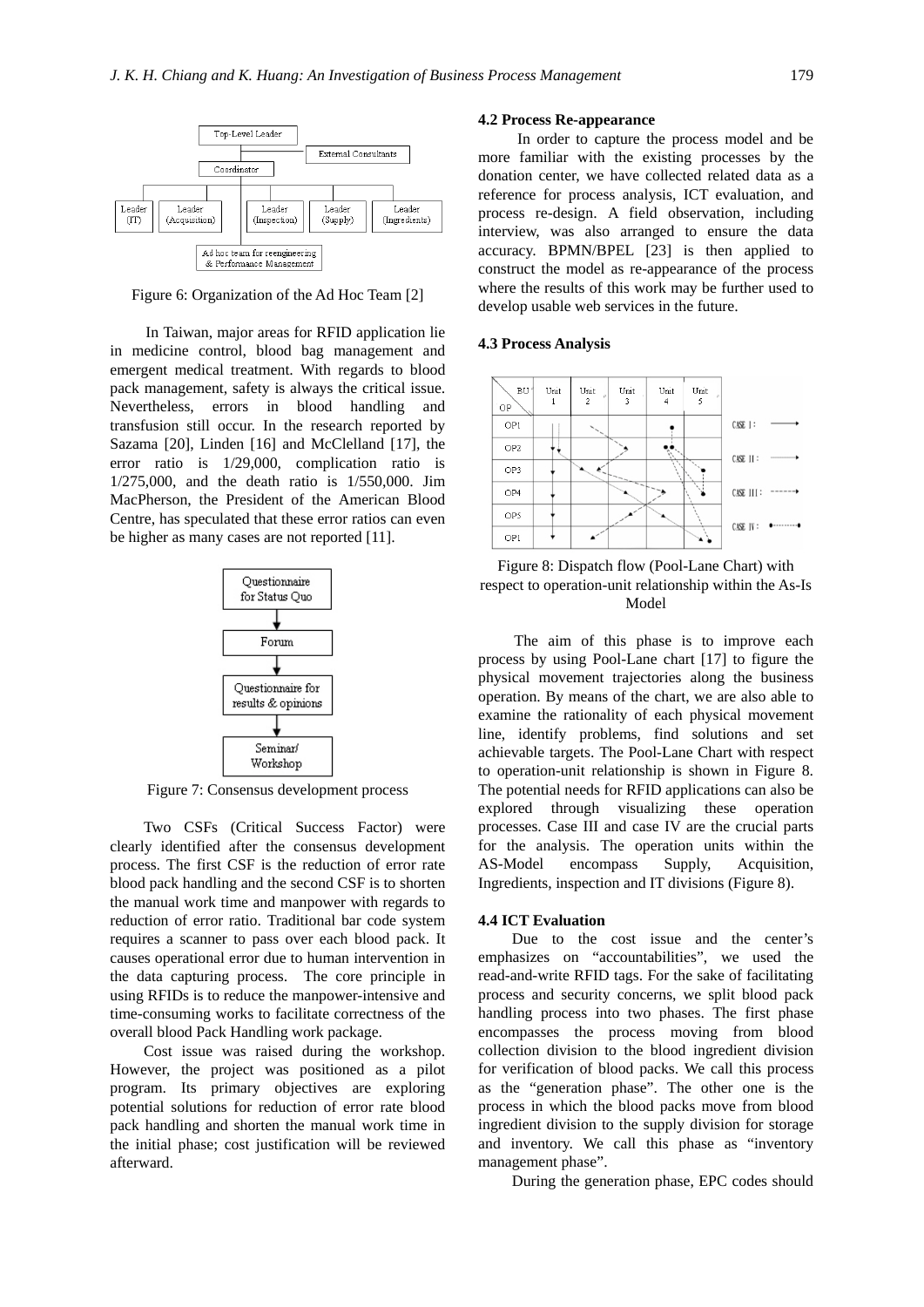Figure 6: Organization of the Ad Hoc Team [2]

In Taiwan, major areas for RFID application lie in medicine control, blood bag management and emergent medical treatment. With regards to blood pack management, safety is always the critical issue. Nevertheless, errors in blood handling and transfusion still occur. In the research reported by Sazama [20], Linden [16] and McClelland [17], the error ratio is 1/29,000, complication ratio is 1/275,000, and the death ratio is 1/550,000. Jim MacPherson, the President of the American Blood Centre, has speculated that these error ratios can even be higher as many cases are not reported [11].

Figure 7: Consensus development process

Two CSFs (Critical Success Factor) were clearly identified after the consensus development process. The first CSF is the reduction of error rate blood pack handling and the second CSF is to shorten the manual work time and manpower with regards to reduction of error ratio. Traditional bar code system requires a scanner to pass over each blood pack. It causes operational error due to human intervention in the data capturing process. The core principle in using RFIDs is to reduce the manpower-intensive and time-consuming works to facilitate correctness of the overall blood Pack Handling work package.

Cost issue was raised during the workshop. However, the project was positioned as a pilot program. Its primary objectives are exploring potential solutions for reduction of error rate blood pack handling and shorten the manual work time in the initial phase; cost justification will be reviewed afterward.

### 4.2 Process Re-appearance

In order to capture the process model and be more familiar with the existing processes by the donation center, we have collected related data as a reference for process analysis, ICT evaluation, and process re-design. A field observation, including interview, was also arranged to ensure the data accuracy. BPMN/BPEL [23] is then applied to construct the model as re-appearance of the process where the results of this work may be further used to develop usable web services in the future.

### 4.3 Process Analysis

Figure 8: Dispatch flow (Pool-Lane Chart) with respect to operation-unit relationship within the As-Is Model

The aim of this phase is to improve each process by using Pool-Lane chart [17] to figure the physical movement trajectories along the business operation. By means of the chart, we are also able to examine the rationality of each physical movement line, identify problems, find solutions and set achievable targets. The Pool-Lane Chart with respect to operation-unit relationship is shown in Figure 8. The potential needs for RFID applications can also be explored through visualizing these operation processes. Case III and case IV are the crucial parts for the analysis. The operation units within the AS-Model encompass Supply, Acquisition, Ingredients, inspection and IT divisions (Figure 8).

### 4.4 ICT Evaluation

Due to the cost issue and the center's emphasizes on "accountabilities", we used the read-and-write RFID tags. For the sake of facilitating process and security concerns, we split blood pack handling process into two phases. The first phase encompasses the process moving from blood collection division to the blood ingredient division for verification of blood packs. We call this process as the "generation phase". The other one is the process in which the blood packs move from blood ingredient division to the supply division for storage and inventory. We call this phase as "inventory management phase".

During the generation phase, EPC codes should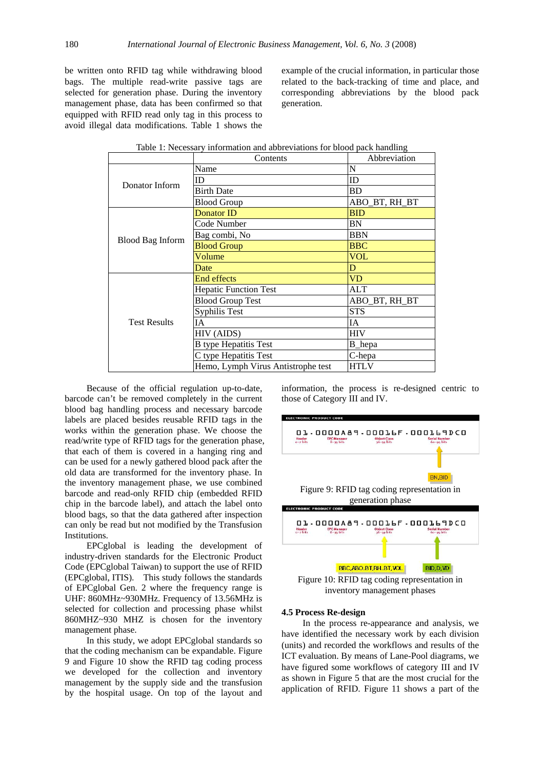be written onto RFID tag while withdrawing blood bags. The multiple read-write passive tags are selected for generation phase. During the inventory management phase, data has been confirmed so that equipped with RFID read only tag in this process to avoid illegal data modifications. Table 1 shows the example of the crucial information, in particular those related to the back-tracking of time and place, and corresponding abbreviations by the blood pack generation.

Table 1: Necessary information and abbreviations for blood pack handling

| | Contents | Abbreviation |
|---|---|---|
| Donator Inform | Name | N |
| | ID | ID |
| | Birth Date | BD |
| | Blood Group | ABO_BT, RH_BT |
| Blood Bag Inform | Donator ID | BID |
| | Code Number | BN |
| | Bag combi, No | BBN |
| | Blood Group | BBC |
| | Volume | VOL |
| | Date | D |
| Test Results | End effects | VD |
| | Hepatic Function Test | ALT |
| | Blood Group Test | ABO_BT, RH_BT |
| | Syphilis Test | STS |
| | IA | IA |
| | HIV (AIDS) | HIV |
| | B type Hepatitis Test | B_hepa |
| | C type Hepatitis Test | C-hepa |
| | Hemo, Lymph Virus Antistrophe test | HTLV |

Because of the official regulation up-to-date, barcode can't be removed completely in the current blood bag handling process and necessary barcode labels are placed besides reusable RFID tags in the works within the generation phase. We choose the read/write type of RFID tags for the generation phase, that each of them is covered in a hanging ring and can be used for a newly gathered blood pack after the old data are transformed for the inventory phase. In the inventory management phase, we use combined barcode and read-only RFID chip (embedded RFID chip in the barcode label), and attach the label onto blood bags, so that the data gathered after inspection can only be read but not modified by the Transfusion Institutions.

EPCglobal is leading the development of industry-driven standards for the Electronic Product Code (EPCglobal Taiwan) to support the use of RFID (EPCglobal, ITIS). This study follows the standards of EPCglobal Gen. 2 where the frequency range is UHF: 860MHz~930MHz. Frequency of 13.56MHz is selected for collection and processing phase whilst 860MHZ~930 MHZ is chosen for the inventory management phase.

In this study, we adopt EPCglobal standards so that the coding mechanism can be expandable. Figure 9 and Figure 10 show the RFID tag coding process we developed for the collection and inventory management by the supply side and the transfusion by the hospital usage. On top of the layout and information, the process is re-designed centric to those of Category III and IV.

ELECTRONIC PRODUCT CODE

01 . 0000A89 . 00016F . 000169DC0

Header 0~7 bits | EPC Manager 8~35 bits | Object Class 36~59 bits | Serial Number 60~95 bits

BN,BID

Figure 9: RFID tag coding representation in generation phase

ELECTRONIC PRODUCT CODE

01 . 0000A89 . 00016F . 000169DC0

Header 0~7 bits | EPC Manager 8~35 bits | Object Class 36~59 bits | Serial Number 60~95 bits

BBC,ABO-BT,RH-BT,VOL | BID,D,VD

Figure 10: RFID tag coding representation in inventory management phases

### 4.5 Process Re-design

In the process re-appearance and analysis, we have identified the necessary work by each division (units) and recorded the workflows and results of the ICT evaluation. By means of Lane-Pool diagrams, we have figured some workflows of category III and IV as shown in Figure 5 that are the most crucial for the application of RFID. Figure 11 shows a part of the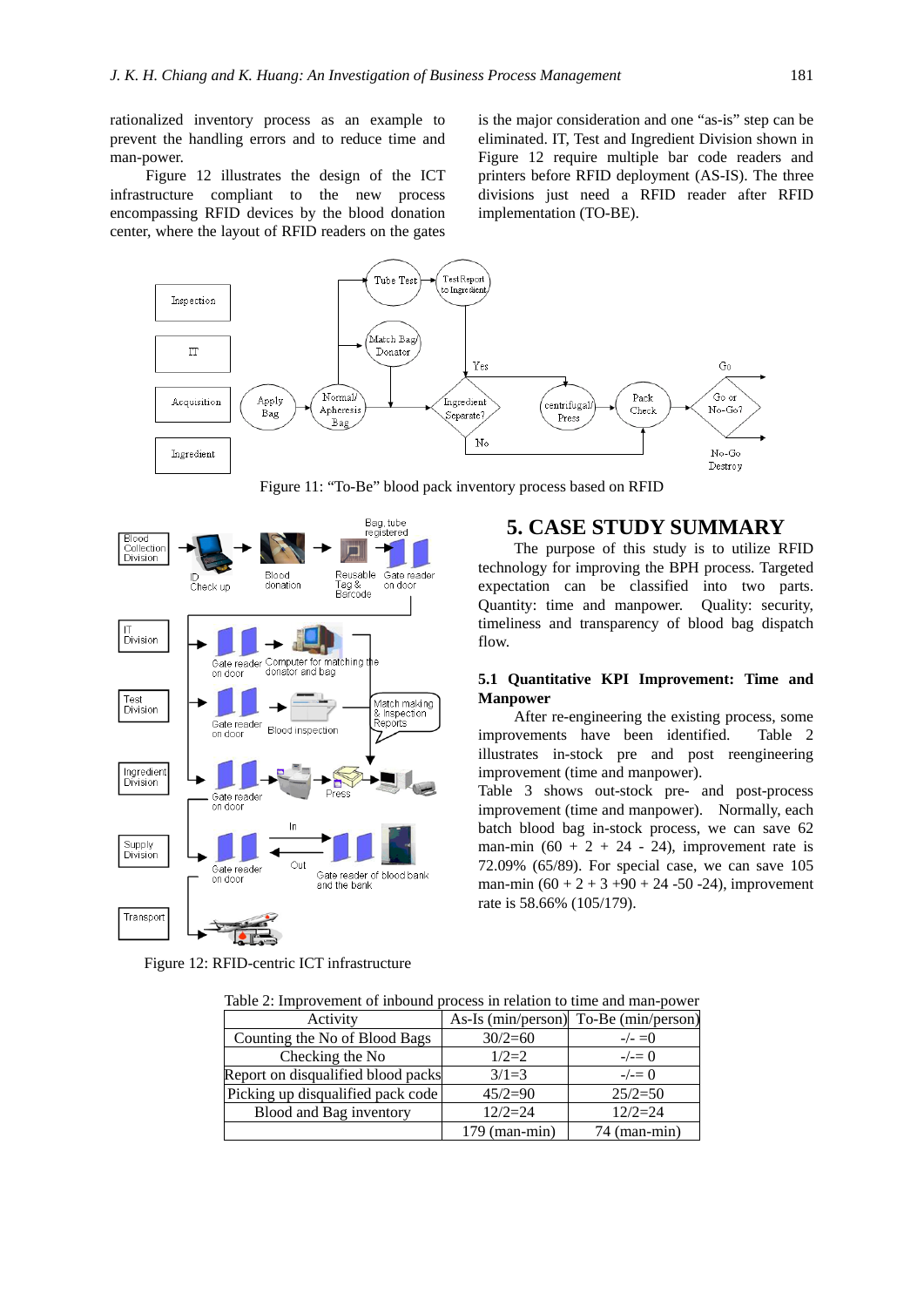rationalized inventory process as an example to prevent the handling errors and to reduce time and man-power.

Figure 12 illustrates the design of the ICT infrastructure compliant to the new process encompassing RFID devices by the blood donation center, where the layout of RFID readers on the gates is the major consideration and one "as-is" step can be eliminated. IT, Test and Ingredient Division shown in Figure 12 require multiple bar code readers and printers before RFID deployment (AS-IS). The three divisions just need a RFID reader after RFID implementation (TO-BE).

Figure 11: "To-Be" blood pack inventory process based on RFID

Figure 12: RFID-centric ICT infrastructure

## 5. CASE STUDY SUMMARY

The purpose of this study is to utilize RFID technology for improving the BPH process. Targeted expectation can be classified into two parts. Quantity: time and manpower. Quality: security, timeliness and transparency of blood bag dispatch flow.

### 5.1 Quantitative KPI Improvement: Time and Manpower

After re-engineering the existing process, some improvements have been identified. Table 2 illustrates in-stock pre and post reengineering improvement (time and manpower).

Table 3 shows out-stock pre- and post-process improvement (time and manpower). Normally, each batch blood bag in-stock process, we can save 62 man-min (60 + 2 + 24 - 24), improvement rate is 72.09% (65/89). For special case, we can save 105 man-min (60 + 2 + 3 +90 + 24 -50 -24), improvement rate is 58.66% (105/179).

Table 2: Improvement of inbound process in relation to time and man-power

| Activity | As-Is (min/person) | To-Be (min/person) |
|---|---|---|
| Counting the No of Blood Bags | 30/2=60 | -/- =0 |
| Checking the No | 1/2=2 | -/-= 0 |
| Report on disqualified blood packs | 3/1=3 | -/-= 0 |
| Picking up disqualified pack code | 45/2=90 | 25/2=50 |
| Blood and Bag inventory | 12/2=24 | 12/2=24 |
| | 179 (man-min) | 74 (man-min) |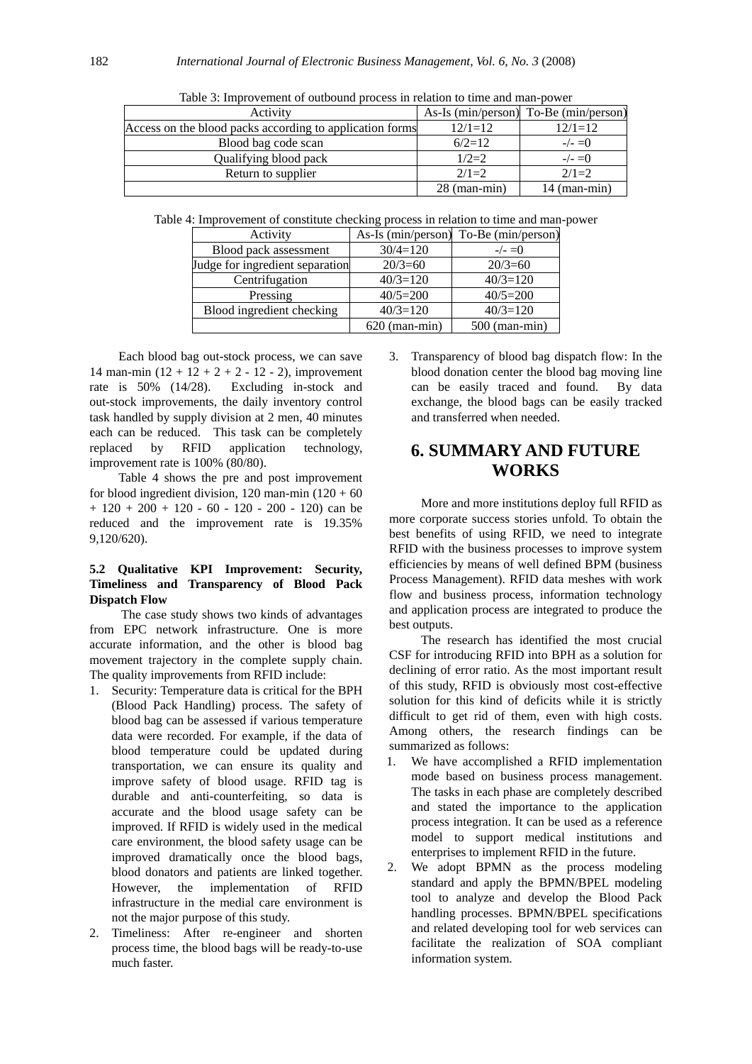Table 3: Improvement of outbound process in relation to time and man-power

| Activity | As-Is (min/person) | To-Be (min/person) |
|---|---|---|
| Access on the blood packs according to application forms | 12/1=12 | 12/1=12 |
| Blood bag code scan | 6/2=12 | -/- =0 |
| Qualifying blood pack | 1/2=2 | -/- =0 |
| Return to supplier | 2/1=2 | 2/1=2 |
| | 28 (man-min) | 14 (man-min) |

Table 4: Improvement of constitute checking process in relation to time and man-power

| Activity | As-Is (min/person) | To-Be (min/person) |
|---|---|---|
| Blood pack assessment | 30/4=120 | -/- =0 |
| Judge for ingredient separation | 20/3=60 | 20/3=60 |
| Centrifugation | 40/3=120 | 40/3=120 |
| Pressing | 40/5=200 | 40/5=200 |
| Blood ingredient checking | 40/3=120 | 40/3=120 |
| | 620 (man-min) | 500 (man-min) |

Each blood bag out-stock process, we can save 14 man-min (12 + 12 + 2 + 2 - 12 - 2), improvement rate is 50% (14/28). Excluding in-stock and out-stock improvements, the daily inventory control task handled by supply division at 2 men, 40 minutes each can be reduced. This task can be completely replaced by RFID application technology, improvement rate is 100% (80/80).

Table 4 shows the pre and post improvement for blood ingredient division, 120 man-min (120 + 60 + 120 + 200 + 120 - 60 - 120 - 200 - 120) can be reduced and the improvement rate is 19.35% 9,120/620).

### 5.2 Qualitative KPI Improvement: Security, Timeliness and Transparency of Blood Pack Dispatch Flow

The case study shows two kinds of advantages from EPC network infrastructure. One is more accurate information, and the other is blood bag movement trajectory in the complete supply chain. The quality improvements from RFID include:

1. Security: Temperature data is critical for the BPH (Blood Pack Handling) process. The safety of blood bag can be assessed if various temperature data were recorded. For example, if the data of blood temperature could be updated during transportation, we can ensure its quality and improve safety of blood usage. RFID tag is durable and anti-counterfeiting, so data is accurate and the blood usage safety can be improved. If RFID is widely used in the medical care environment, the blood safety usage can be improved dramatically once the blood bags, blood donators and patients are linked together. However, the implementation of RFID infrastructure in the medial care environment is not the major purpose of this study.
2. Timeliness: After re-engineer and shorten process time, the blood bags will be ready-to-use much faster.
3. Transparency of blood bag dispatch flow: In the blood donation center the blood bag moving line can be easily traced and found. By data exchange, the blood bags can be easily tracked and transferred when needed.

## 6. SUMMARY AND FUTURE WORKS

More and more institutions deploy full RFID as more corporate success stories unfold. To obtain the best benefits of using RFID, we need to integrate RFID with the business processes to improve system efficiencies by means of well defined BPM (business Process Management). RFID data meshes with work flow and business process, information technology and application process are integrated to produce the best outputs.

The research has identified the most crucial CSF for introducing RFID into BPH as a solution for declining of error ratio. As the most important result of this study, RFID is obviously most cost-effective solution for this kind of deficits while it is strictly difficult to get rid of them, even with high costs. Among others, the research findings can be summarized as follows:

1. We have accomplished a RFID implementation mode based on business process management. The tasks in each phase are completely described and stated the importance to the application process integration. It can be used as a reference model to support medical institutions and enterprises to implement RFID in the future.
2. We adopt BPMN as the process modeling standard and apply the BPMN/BPEL modeling tool to analyze and develop the Blood Pack handling processes. BPMN/BPEL specifications and related developing tool for web services can facilitate the realization of SOA compliant information system.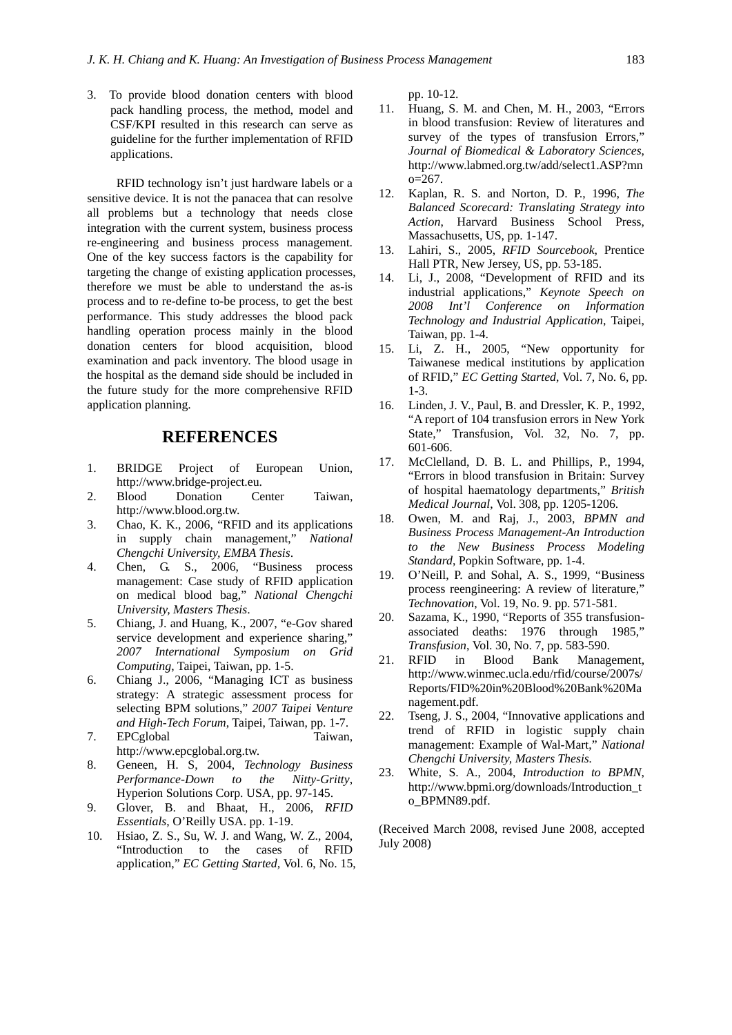3. To provide blood donation centers with blood pack handling process, the method, model and CSF/KPI resulted in this research can serve as guideline for the further implementation of RFID applications.

RFID technology isn't just hardware labels or a sensitive device. It is not the panacea that can resolve all problems but a technology that needs close integration with the current system, business process re-engineering and business process management. One of the key success factors is the capability for targeting the change of existing application processes, therefore we must be able to understand the as-is process and to re-define to-be process, to get the best performance. This study addresses the blood pack handling operation process mainly in the blood donation centers for blood acquisition, blood examination and pack inventory. The blood usage in the hospital as the demand side should be included in the future study for the more comprehensive RFID application planning.

## REFERENCES

1. BRIDGE Project of European Union, http://www.bridge-project.eu.
2. Blood Donation Center Taiwan, http://www.blood.org.tw.
3. Chao, K. K., 2006, "RFID and its applications in supply chain management," *National Chengchi University, EMBA Thesis*.
4. Chen, G. S., 2006, "Business process management: Case study of RFID application on medical blood bag," *National Chengchi University, Masters Thesis*.
5. Chiang, J. and Huang, K., 2007, "e-Gov shared service development and experience sharing," *2007 International Symposium on Grid Computing*, Taipei, Taiwan, pp. 1-5.
6. Chiang J., 2006, "Managing ICT as business strategy: A strategic assessment process for selecting BPM solutions," *2007 Taipei Venture and High-Tech Forum*, Taipei, Taiwan, pp. 1-7.
7. EPCglobal Taiwan, http://www.epcglobal.org.tw.
8. Geneen, H. S, 2004, *Technology Business Performance-Down to the Nitty-Gritty*, Hyperion Solutions Corp. USA, pp. 97-145.
9. Glover, B. and Bhaat, H., 2006, *RFID Essentials*, O'Reilly USA. pp. 1-19.
10. Hsiao, Z. S., Su, W. J. and Wang, W. Z., 2004, "Introduction to the cases of RFID application," *EC Getting Started*, Vol. 6, No. 15, pp. 10-12.
11. Huang, S. M. and Chen, M. H., 2003, "Errors in blood transfusion: Review of literatures and survey of the types of transfusion Errors," *Journal of Biomedical & Laboratory Sciences*, http://www.labmed.org.tw/add/select1.ASP?mno=267.
12. Kaplan, R. S. and Norton, D. P., 1996, *The Balanced Scorecard: Translating Strategy into Action*, Harvard Business School Press, Massachusetts, US, pp. 1-147.
13. Lahiri, S., 2005, *RFID Sourcebook*, Prentice Hall PTR, New Jersey, US, pp. 53-185.
14. Li, J., 2008, "Development of RFID and its industrial applications," *Keynote Speech on 2008 Int'l Conference on Information Technology and Industrial Application*, Taipei, Taiwan, pp. 1-4.
15. Li, Z. H., 2005, "New opportunity for Taiwanese medical institutions by application of RFID," *EC Getting Started*, Vol. 7, No. 6, pp. 1-3.
16. Linden, J. V., Paul, B. and Dressler, K. P., 1992, "A report of 104 transfusion errors in New York State," Transfusion, Vol. 32, No. 7, pp. 601-606.
17. McClelland, D. B. L. and Phillips, P., 1994, "Errors in blood transfusion in Britain: Survey of hospital haematology departments," *British Medical Journal*, Vol. 308, pp. 1205-1206.
18. Owen, M. and Raj, J., 2003, *BPMN and Business Process Management-An Introduction to the New Business Process Modeling Standard*, Popkin Software, pp. 1-4.
19. O'Neill, P. and Sohal, A. S., 1999, "Business process reengineering: A review of literature," *Technovation*, Vol. 19, No. 9. pp. 571-581.
20. Sazama, K., 1990, "Reports of 355 transfusion-associated deaths: 1976 through 1985," *Transfusion*, Vol. 30, No. 7, pp. 583-590.
21. RFID in Blood Bank Management, http://www.winmec.ucla.edu/rfid/course/2007s/Reports/FID%20in%20Blood%20Bank%20Management.pdf.
22. Tseng, J. S., 2004, "Innovative applications and trend of RFID in logistic supply chain management: Example of Wal-Mart," *National Chengchi University, Masters Thesis.*
23. White, S. A., 2004, *Introduction to BPMN*, http://www.bpmi.org/downloads/Introduction_to_BPMN89.pdf.

(Received March 2008, revised June 2008, accepted July 2008)